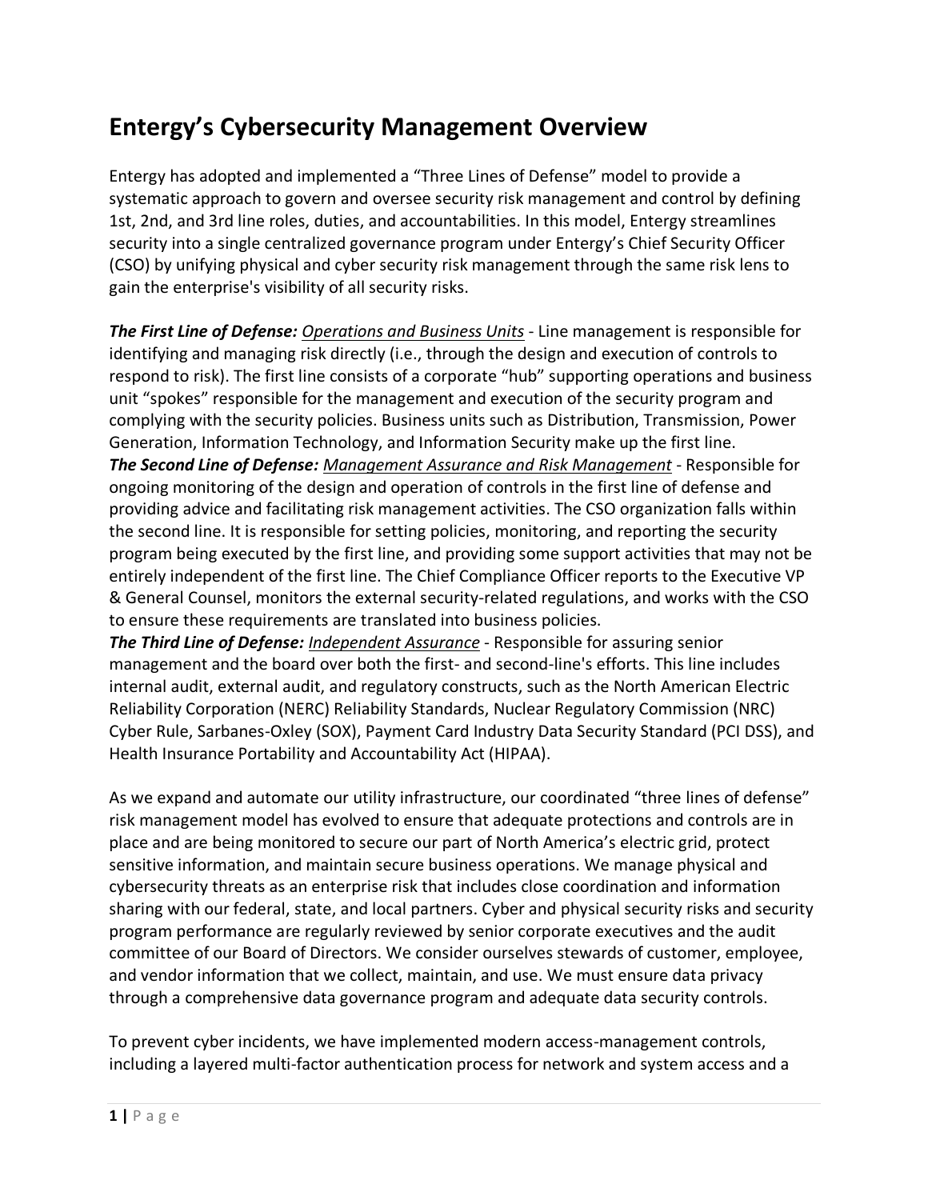# Entergy's Cybersecurity Management Overview

Entergy has adopted and implemented a "Three Lines of Defense" model to provide a systematic approach to govern and oversee security risk management and control by defining 1st, 2nd, and 3rd line roles, duties, and accountabilities. In this model, Entergy streamlines security into a single centralized governance program under Entergy's Chief Security Officer (CSO) by unifying physical and cyber security risk management through the same risk lens to gain the enterprise's visibility of all security risks.

***The First Line of Defense:*** <u>Operations and Business Units</u> - Line management is responsible for identifying and managing risk directly (i.e., through the design and execution of controls to respond to risk). The first line consists of a corporate "hub" supporting operations and business unit "spokes" responsible for the management and execution of the security program and complying with the security policies. Business units such as Distribution, Transmission, Power Generation, Information Technology, and Information Security make up the first line.

***The Second Line of Defense:*** <u>Management Assurance and Risk Management</u> - Responsible for ongoing monitoring of the design and operation of controls in the first line of defense and providing advice and facilitating risk management activities. The CSO organization falls within the second line. It is responsible for setting policies, monitoring, and reporting the security program being executed by the first line, and providing some support activities that may not be entirely independent of the first line. The Chief Compliance Officer reports to the Executive VP & General Counsel, monitors the external security-related regulations, and works with the CSO to ensure these requirements are translated into business policies.

***The Third Line of Defense:*** <u>Independent Assurance</u> - Responsible for assuring senior management and the board over both the first- and second-line's efforts. This line includes internal audit, external audit, and regulatory constructs, such as the North American Electric Reliability Corporation (NERC) Reliability Standards, Nuclear Regulatory Commission (NRC) Cyber Rule, Sarbanes-Oxley (SOX), Payment Card Industry Data Security Standard (PCI DSS), and Health Insurance Portability and Accountability Act (HIPAA).

As we expand and automate our utility infrastructure, our coordinated "three lines of defense" risk management model has evolved to ensure that adequate protections and controls are in place and are being monitored to secure our part of North America's electric grid, protect sensitive information, and maintain secure business operations. We manage physical and cybersecurity threats as an enterprise risk that includes close coordination and information sharing with our federal, state, and local partners. Cyber and physical security risks and security program performance are regularly reviewed by senior corporate executives and the audit committee of our Board of Directors. We consider ourselves stewards of customer, employee, and vendor information that we collect, maintain, and use. We must ensure data privacy through a comprehensive data governance program and adequate data security controls.

To prevent cyber incidents, we have implemented modern access-management controls, including a layered multi-factor authentication process for network and system access and a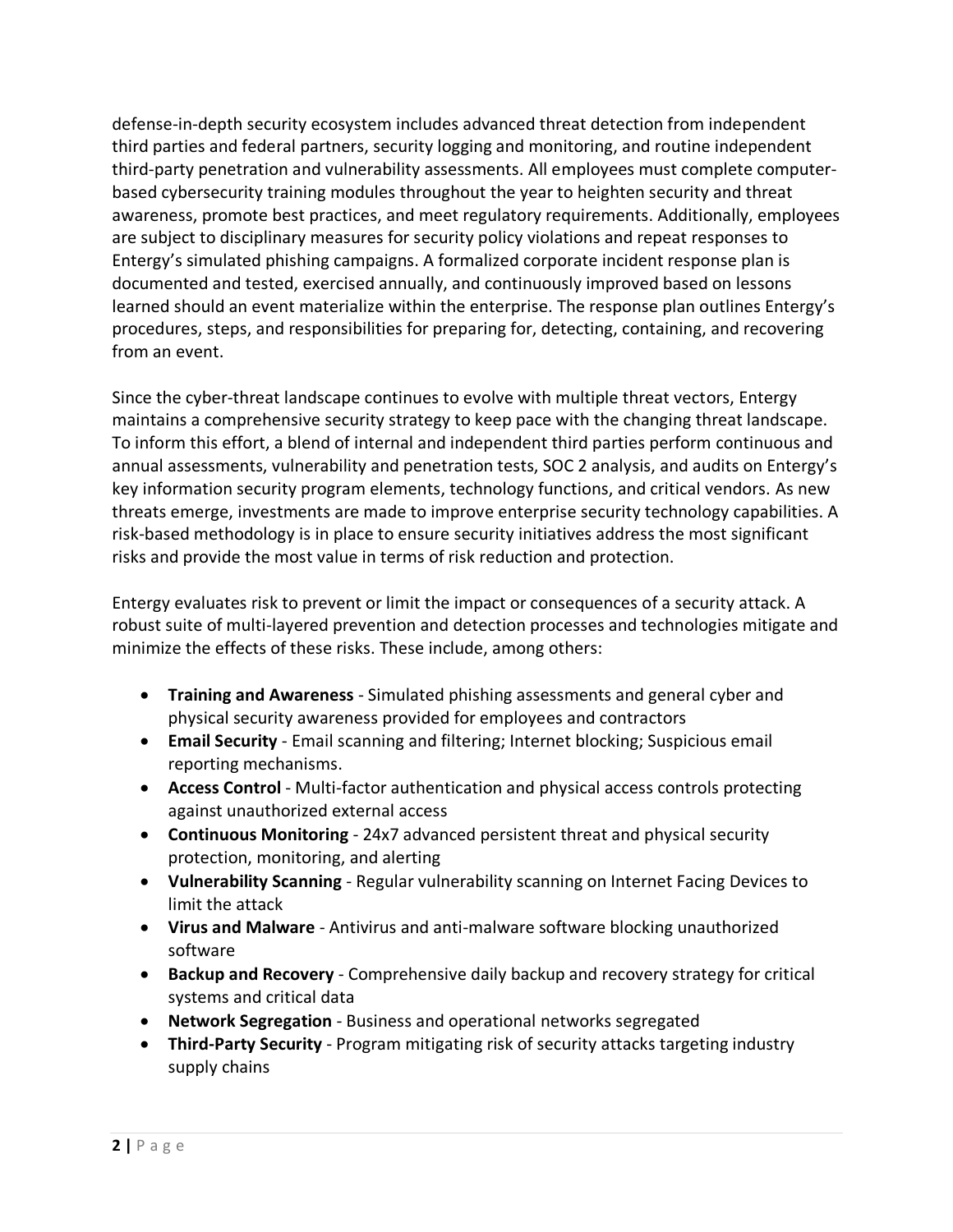defense-in-depth security ecosystem includes advanced threat detection from independent third parties and federal partners, security logging and monitoring, and routine independent third-party penetration and vulnerability assessments. All employees must complete computer-based cybersecurity training modules throughout the year to heighten security and threat awareness, promote best practices, and meet regulatory requirements. Additionally, employees are subject to disciplinary measures for security policy violations and repeat responses to Entergy's simulated phishing campaigns. A formalized corporate incident response plan is documented and tested, exercised annually, and continuously improved based on lessons learned should an event materialize within the enterprise. The response plan outlines Entergy's procedures, steps, and responsibilities for preparing for, detecting, containing, and recovering from an event.

Since the cyber-threat landscape continues to evolve with multiple threat vectors, Entergy maintains a comprehensive security strategy to keep pace with the changing threat landscape. To inform this effort, a blend of internal and independent third parties perform continuous and annual assessments, vulnerability and penetration tests, SOC 2 analysis, and audits on Entergy's key information security program elements, technology functions, and critical vendors. As new threats emerge, investments are made to improve enterprise security technology capabilities. A risk-based methodology is in place to ensure security initiatives address the most significant risks and provide the most value in terms of risk reduction and protection.

Entergy evaluates risk to prevent or limit the impact or consequences of a security attack. A robust suite of multi-layered prevention and detection processes and technologies mitigate and minimize the effects of these risks. These include, among others:

- **Training and Awareness** - Simulated phishing assessments and general cyber and physical security awareness provided for employees and contractors
- **Email Security** - Email scanning and filtering; Internet blocking; Suspicious email reporting mechanisms.
- **Access Control** - Multi-factor authentication and physical access controls protecting against unauthorized external access
- **Continuous Monitoring** - 24x7 advanced persistent threat and physical security protection, monitoring, and alerting
- **Vulnerability Scanning** - Regular vulnerability scanning on Internet Facing Devices to limit the attack
- **Virus and Malware** - Antivirus and anti-malware software blocking unauthorized software
- **Backup and Recovery** - Comprehensive daily backup and recovery strategy for critical systems and critical data
- **Network Segregation** - Business and operational networks segregated
- **Third-Party Security** - Program mitigating risk of security attacks targeting industry supply chains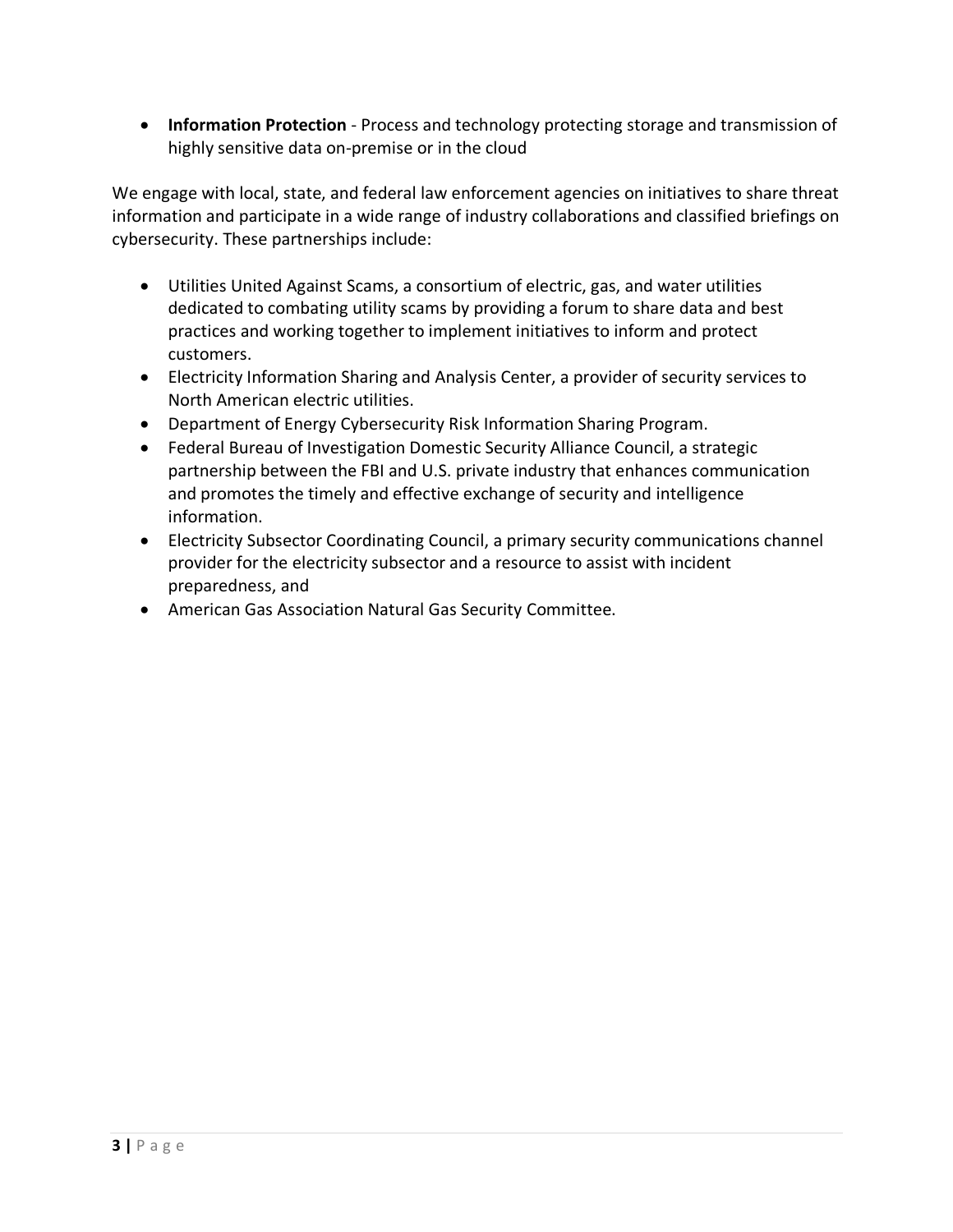- **Information Protection** - Process and technology protecting storage and transmission of highly sensitive data on-premise or in the cloud

We engage with local, state, and federal law enforcement agencies on initiatives to share threat information and participate in a wide range of industry collaborations and classified briefings on cybersecurity. These partnerships include:

- Utilities United Against Scams, a consortium of electric, gas, and water utilities dedicated to combating utility scams by providing a forum to share data and best practices and working together to implement initiatives to inform and protect customers.
- Electricity Information Sharing and Analysis Center, a provider of security services to North American electric utilities.
- Department of Energy Cybersecurity Risk Information Sharing Program.
- Federal Bureau of Investigation Domestic Security Alliance Council, a strategic partnership between the FBI and U.S. private industry that enhances communication and promotes the timely and effective exchange of security and intelligence information.
- Electricity Subsector Coordinating Council, a primary security communications channel provider for the electricity subsector and a resource to assist with incident preparedness, and
- American Gas Association Natural Gas Security Committee.